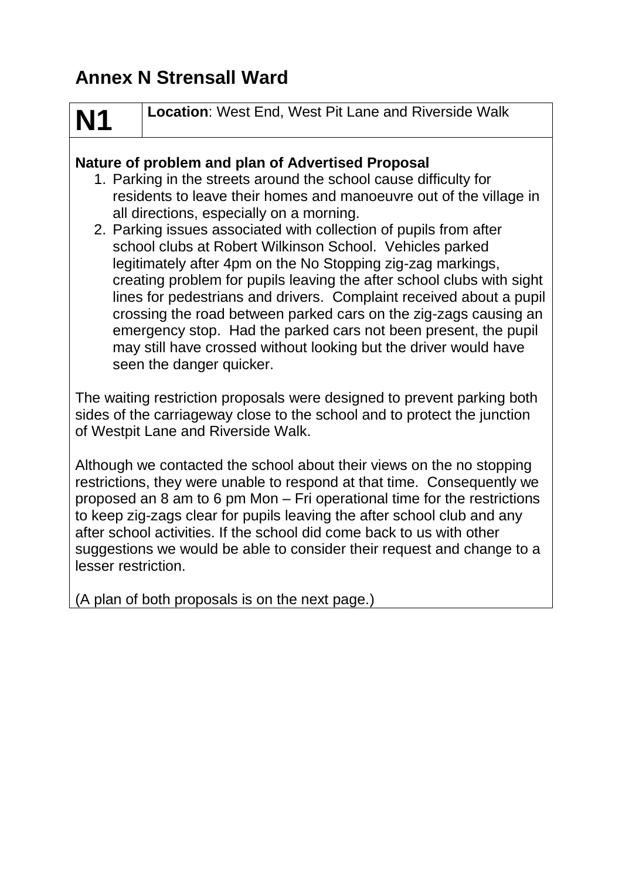# Annex N Strensall Ward

| **N1** | **Location**: West End, West Pit Lane and Riverside Walk |
|---|---|

**Nature of problem and plan of Advertised Proposal**

1. Parking in the streets around the school cause difficulty for residents to leave their homes and manoeuvre out of the village in all directions, especially on a morning.
2. Parking issues associated with collection of pupils from after school clubs at Robert Wilkinson School. Vehicles parked legitimately after 4pm on the No Stopping zig-zag markings, creating problem for pupils leaving the after school clubs with sight lines for pedestrians and drivers. Complaint received about a pupil crossing the road between parked cars on the zig-zags causing an emergency stop. Had the parked cars not been present, the pupil may still have crossed without looking but the driver would have seen the danger quicker.

The waiting restriction proposals were designed to prevent parking both sides of the carriageway close to the school and to protect the junction of Westpit Lane and Riverside Walk.

Although we contacted the school about their views on the no stopping restrictions, they were unable to respond at that time. Consequently we proposed an 8 am to 6 pm Mon – Fri operational time for the restrictions to keep zig-zags clear for pupils leaving the after school club and any after school activities. If the school did come back to us with other suggestions we would be able to consider their request and change to a lesser restriction.

(A plan of both proposals is on the next page.)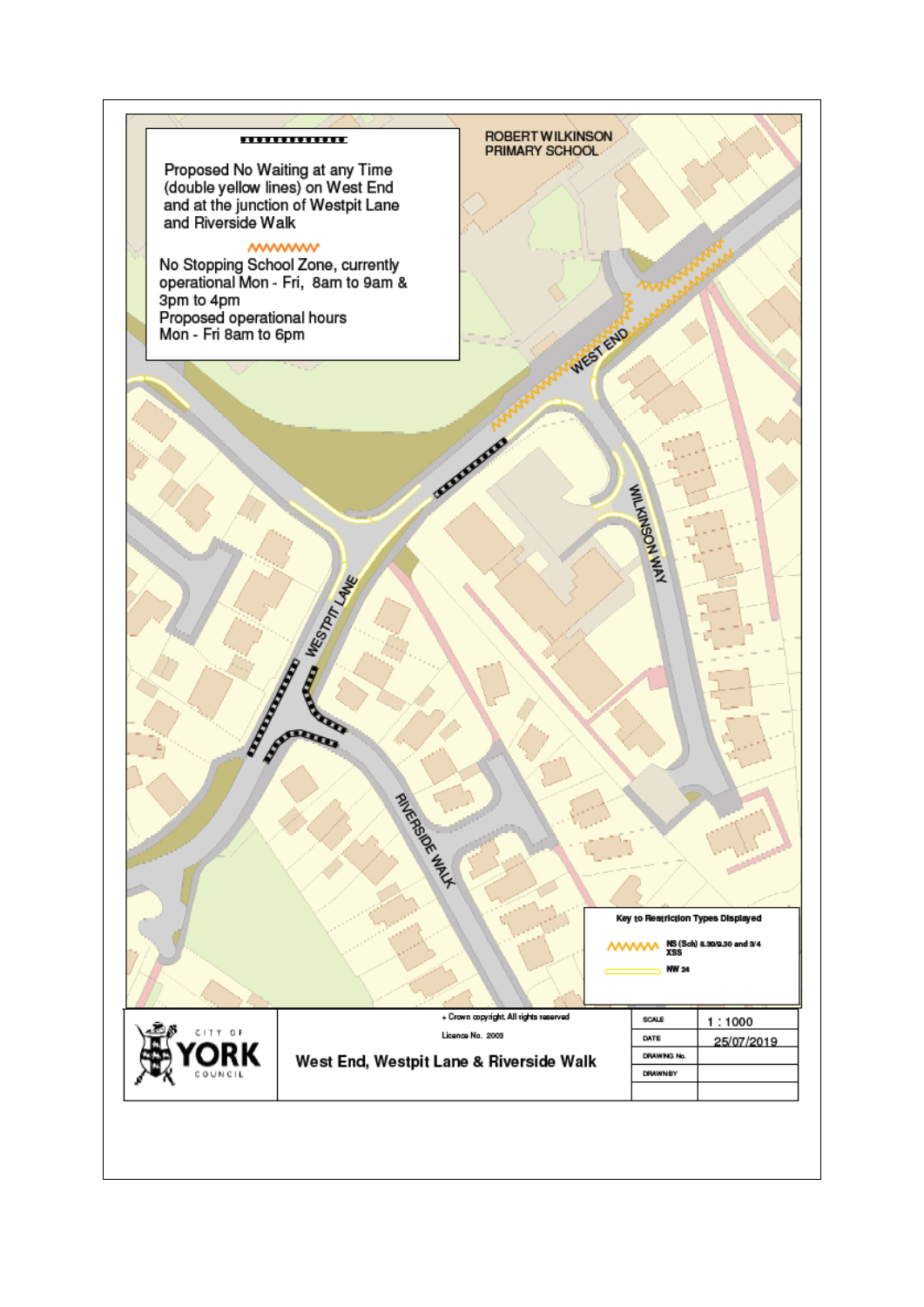Proposed No Waiting at any Time (double yellow lines) on West End and at the junction of Westpit Lane and Riverside Walk

No Stopping School Zone, currently operational Mon - Fri, 8am to 9am & 3pm to 4pm
Proposed operational hours Mon - Fri 8am to 6pm

ROBERT WILKINSON PRIMARY SCHOOL

WEST END

WILKINSON WAY

WESTPIT LANE

RIVERSIDE WALK

**Key to Restriction Types Displayed**

NS (Sch) 8.30/9.30 and 3/4 XSS

NW 24

CITY OF YORK COUNCIL

+ Crown copyright. All rights reserved

Licence No. 2003

**West End, Westpit Lane & Riverside Walk**

| | |
|---|---|
| SCALE | 1 : 1000 |
| DATE | 25/07/2019 |
| DRAWING No. | |
| DRAWN BY | |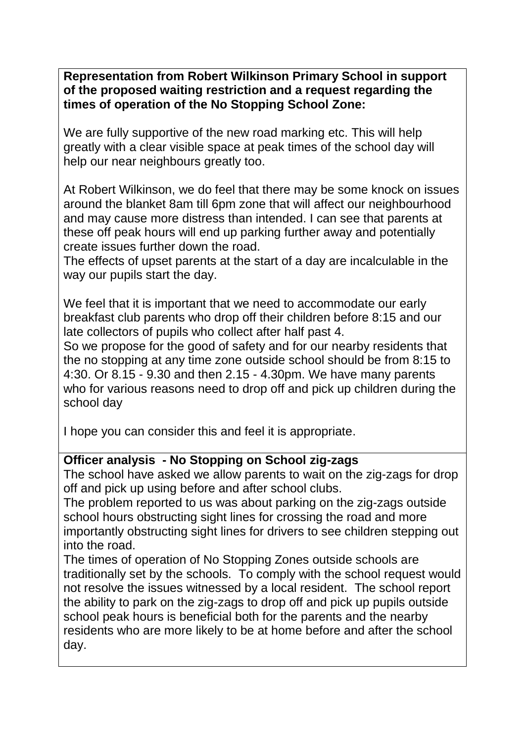**Representation from Robert Wilkinson Primary School in support of the proposed waiting restriction and a request regarding the times of operation of the No Stopping School Zone:**

We are fully supportive of the new road marking etc. This will help greatly with a clear visible space at peak times of the school day will help our near neighbours greatly too.

At Robert Wilkinson, we do feel that there may be some knock on issues around the blanket 8am till 6pm zone that will affect our neighbourhood and may cause more distress than intended. I can see that parents at these off peak hours will end up parking further away and potentially create issues further down the road.

The effects of upset parents at the start of a day are incalculable in the way our pupils start the day.

We feel that it is important that we need to accommodate our early breakfast club parents who drop off their children before 8:15 and our late collectors of pupils who collect after half past 4.

So we propose for the good of safety and for our nearby residents that the no stopping at any time zone outside school should be from 8:15 to 4:30. Or 8.15 - 9.30 and then 2.15 - 4.30pm. We have many parents who for various reasons need to drop off and pick up children during the school day

I hope you can consider this and feel it is appropriate.

**Officer analysis - No Stopping on School zig-zags**

The school have asked we allow parents to wait on the zig-zags for drop off and pick up using before and after school clubs.

The problem reported to us was about parking on the zig-zags outside school hours obstructing sight lines for crossing the road and more importantly obstructing sight lines for drivers to see children stepping out into the road.

The times of operation of No Stopping Zones outside schools are traditionally set by the schools. To comply with the school request would not resolve the issues witnessed by a local resident. The school report the ability to park on the zig-zags to drop off and pick up pupils outside school peak hours is beneficial both for the parents and the nearby residents who are more likely to be at home before and after the school day.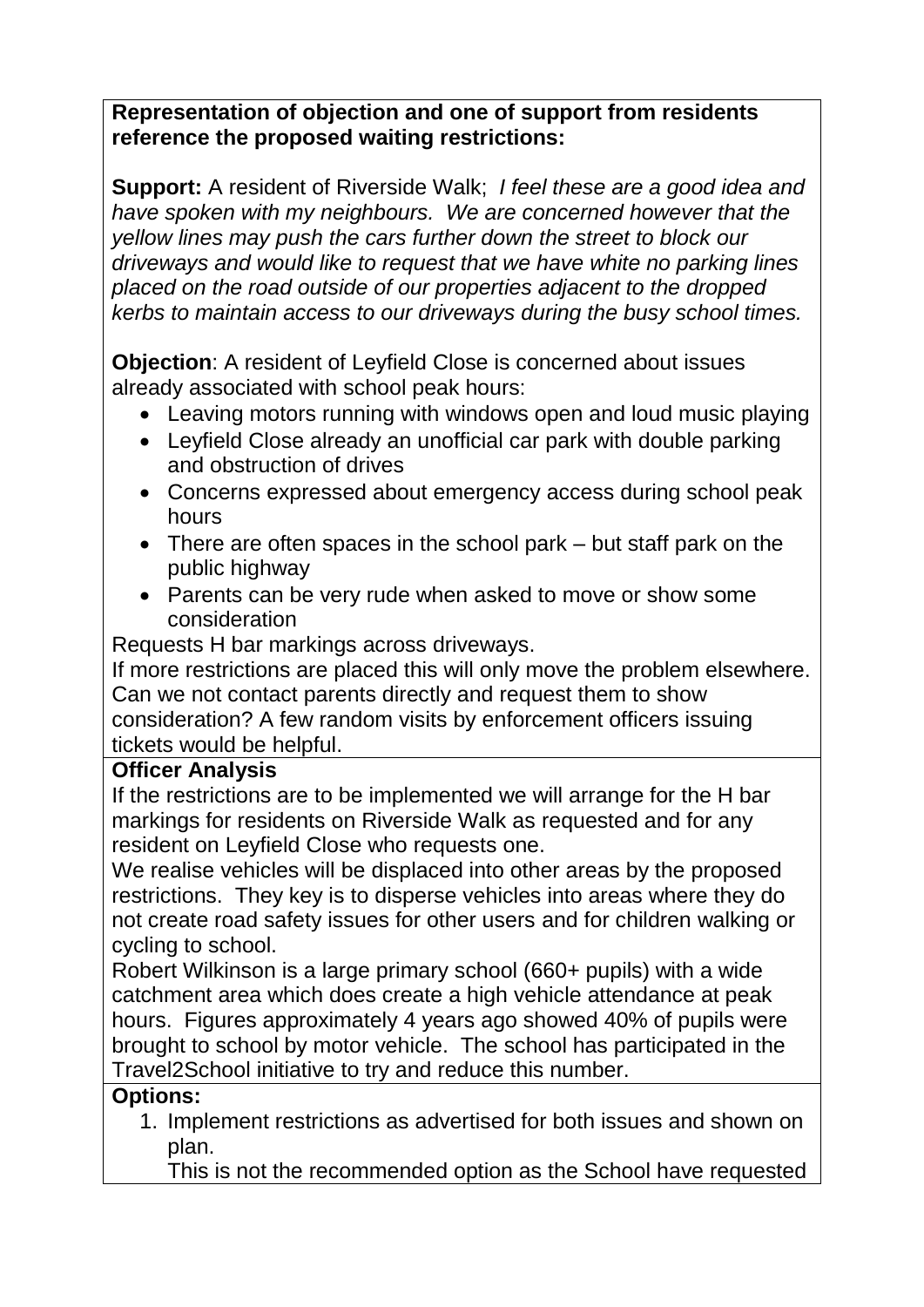**Representation of objection and one of support from residents reference the proposed waiting restrictions:**

**Support:** A resident of Riverside Walk; *I feel these are a good idea and have spoken with my neighbours. We are concerned however that the yellow lines may push the cars further down the street to block our driveways and would like to request that we have white no parking lines placed on the road outside of our properties adjacent to the dropped kerbs to maintain access to our driveways during the busy school times.*

**Objection**: A resident of Leyfield Close is concerned about issues already associated with school peak hours:

- Leaving motors running with windows open and loud music playing
- Leyfield Close already an unofficial car park with double parking and obstruction of drives
- Concerns expressed about emergency access during school peak hours
- There are often spaces in the school park – but staff park on the public highway
- Parents can be very rude when asked to move or show some consideration

Requests H bar markings across driveways.
If more restrictions are placed this will only move the problem elsewhere. Can we not contact parents directly and request them to show consideration? A few random visits by enforcement officers issuing tickets would be helpful.

**Officer Analysis**

If the restrictions are to be implemented we will arrange for the H bar markings for residents on Riverside Walk as requested and for any resident on Leyfield Close who requests one.
We realise vehicles will be displaced into other areas by the proposed restrictions. They key is to disperse vehicles into areas where they do not create road safety issues for other users and for children walking or cycling to school.
Robert Wilkinson is a large primary school (660+ pupils) with a wide catchment area which does create a high vehicle attendance at peak hours. Figures approximately 4 years ago showed 40% of pupils were brought to school by motor vehicle. The school has participated in the Travel2School initiative to try and reduce this number.

**Options:**

1. Implement restrictions as advertised for both issues and shown on plan.
   This is not the recommended option as the School have requested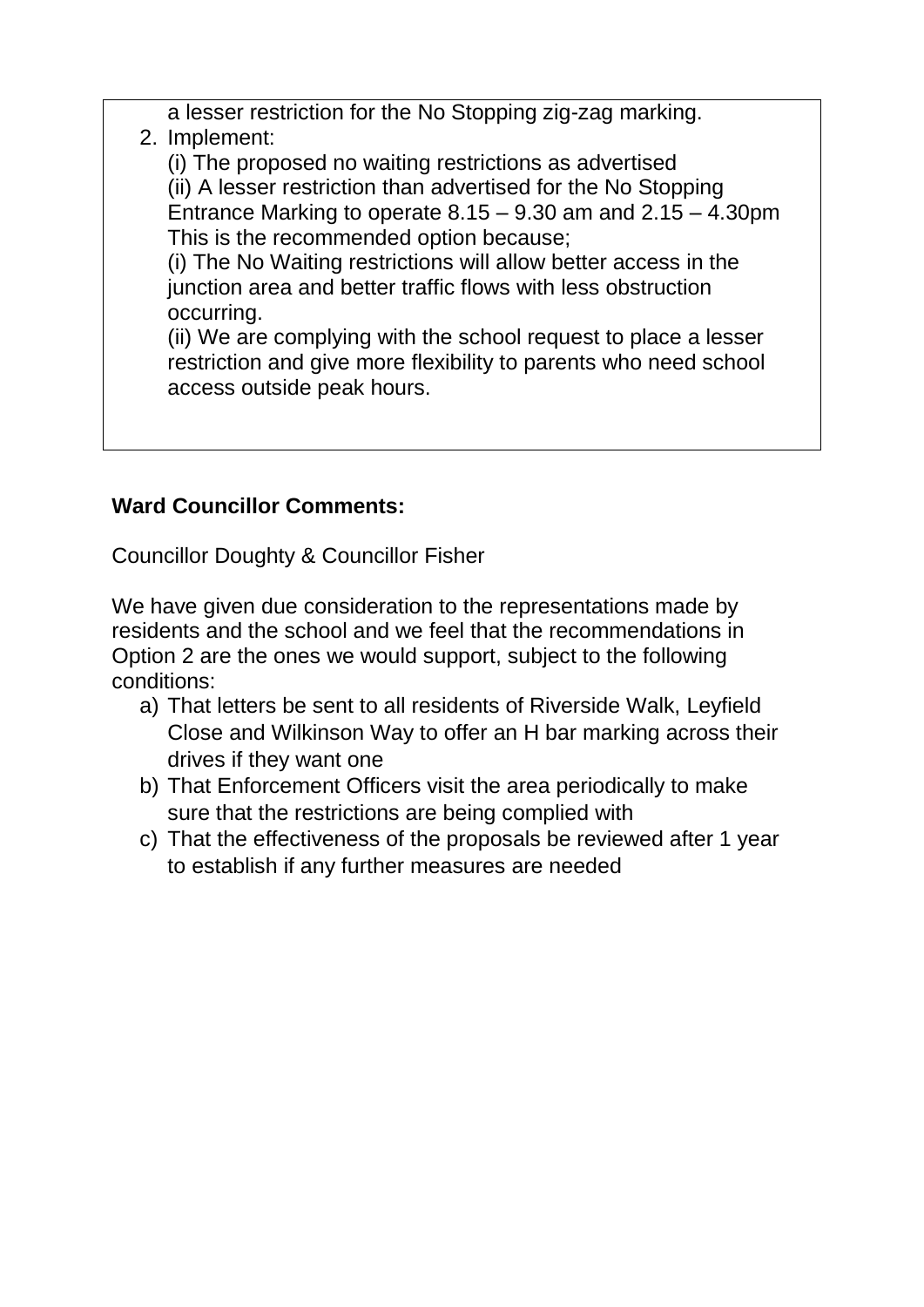a lesser restriction for the No Stopping zig-zag marking.

2. Implement:
   (i) The proposed no waiting restrictions as advertised
   (ii) A lesser restriction than advertised for the No Stopping Entrance Marking to operate 8.15 – 9.30 am and 2.15 – 4.30pm
   This is the recommended option because;
   (i) The No Waiting restrictions will allow better access in the junction area and better traffic flows with less obstruction occurring.
   (ii) We are complying with the school request to place a lesser restriction and give more flexibility to parents who need school access outside peak hours.

**Ward Councillor Comments:**

Councillor Doughty & Councillor Fisher

We have given due consideration to the representations made by residents and the school and we feel that the recommendations in Option 2 are the ones we would support, subject to the following conditions:

a) That letters be sent to all residents of Riverside Walk, Leyfield Close and Wilkinson Way to offer an H bar marking across their drives if they want one
b) That Enforcement Officers visit the area periodically to make sure that the restrictions are being complied with
c) That the effectiveness of the proposals be reviewed after 1 year to establish if any further measures are needed